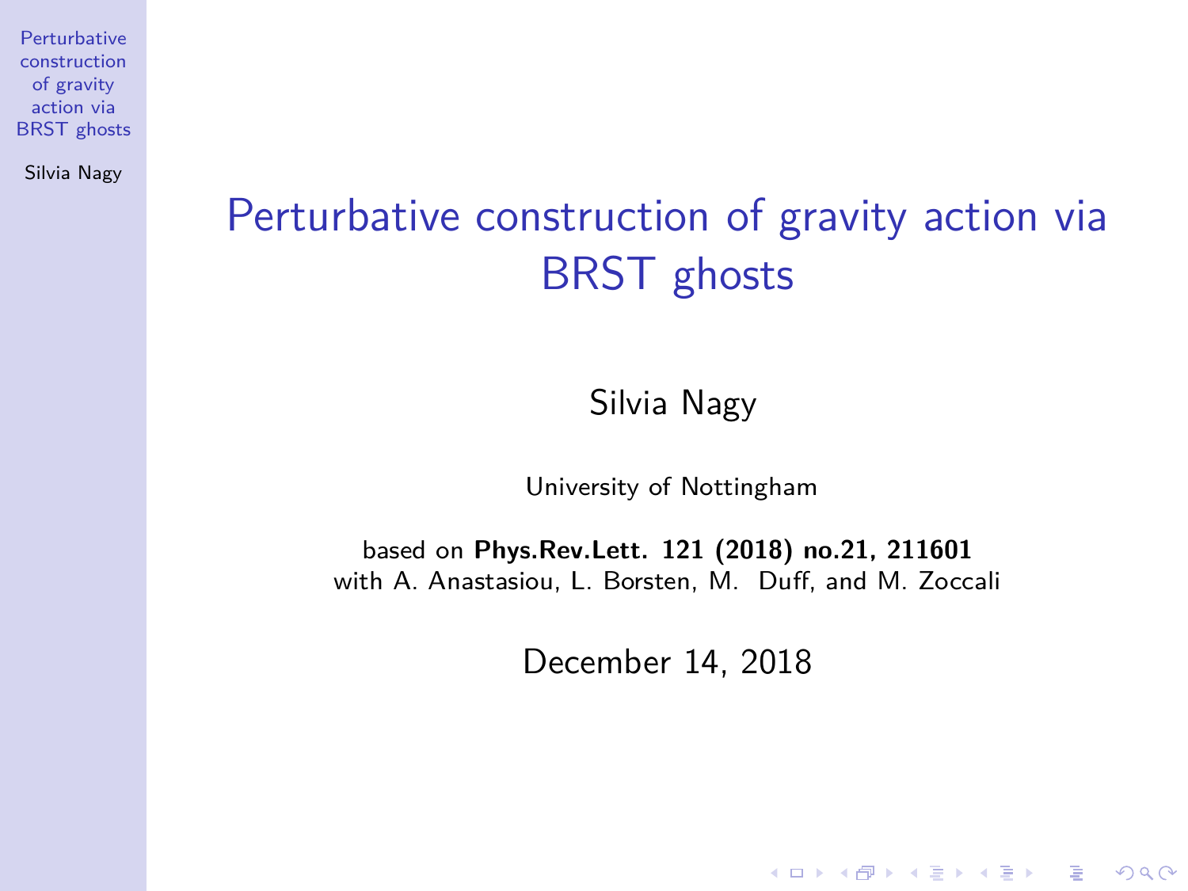# Perturbative construction of gravity action via BRST ghosts

Silvia Nagy

University of Nottingham

based on **Phys.Rev.Lett. 121 (2018) no.21, 211601**
with A. Anastasiou, L. Borsten, M. Duff, and M. Zoccali

December 14, 2018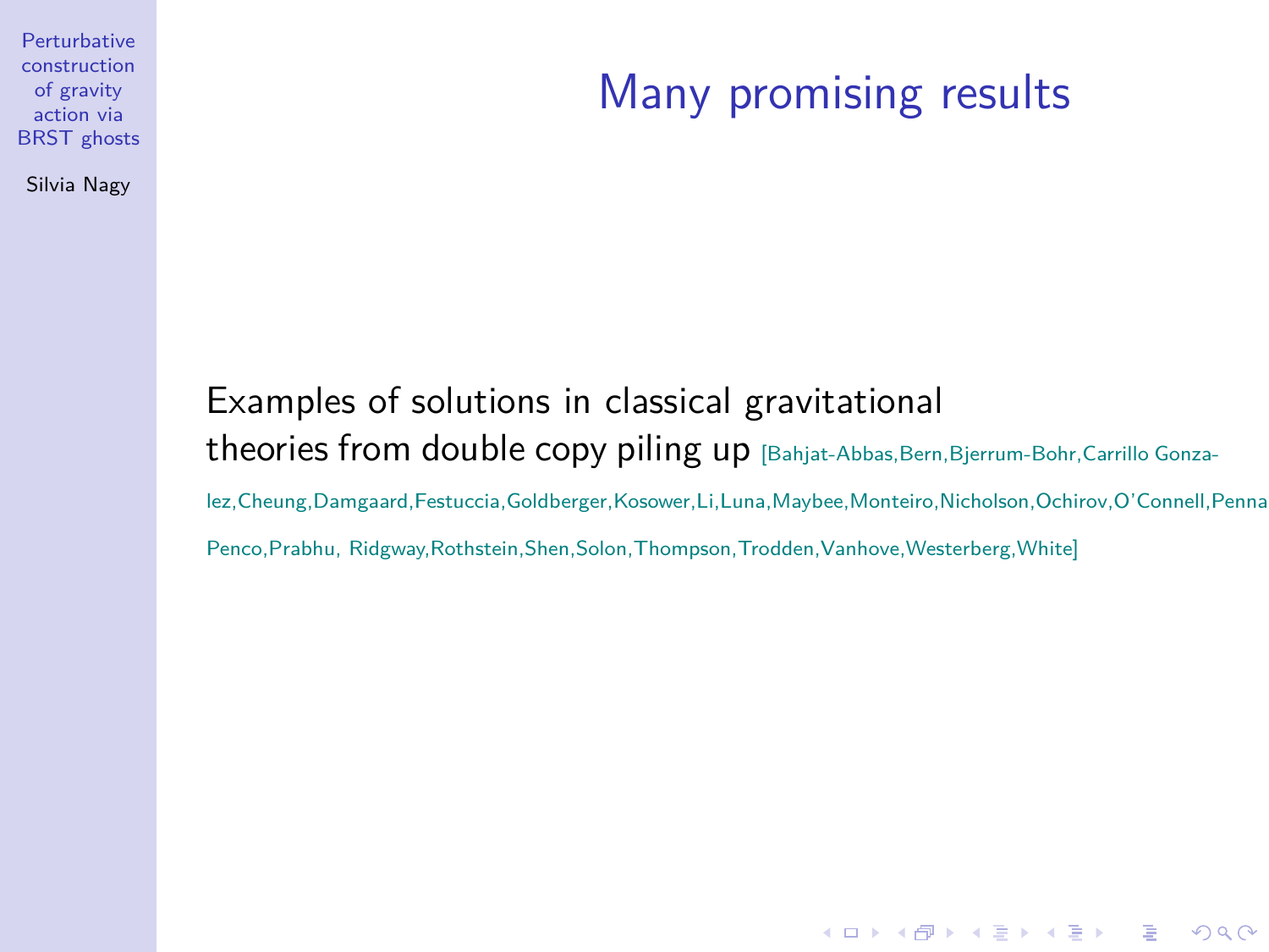# Many promising results

Examples of solutions in classical gravitational theories from double copy piling up [Bahjat-Abbas,Bern,Bjerrum-Bohr,Carrillo Gonzalez,Cheung,Damgaard,Festuccia,Goldberger,Kosower,Li,Luna,Maybee,Monteiro,Nicholson,Ochirov,O'Connell,Penna Penco,Prabhu, Ridgway,Rothstein,Shen,Solon,Thompson,Trodden,Vanhove,Westerberg,White]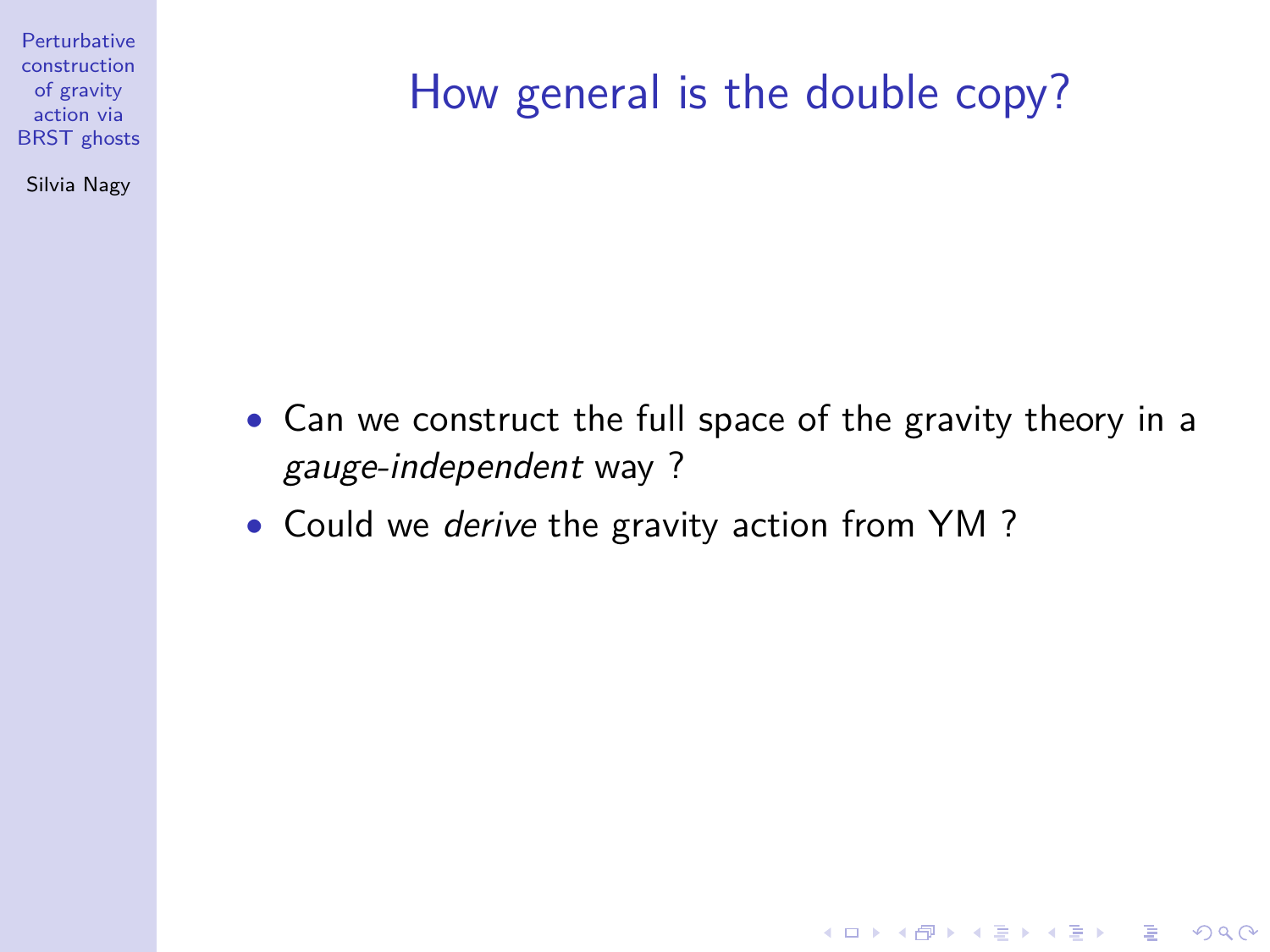# How general is the double copy?

- Can we construct the full space of the gravity theory in a *gauge-independent* way ?
- Could we *derive* the gravity action from YM ?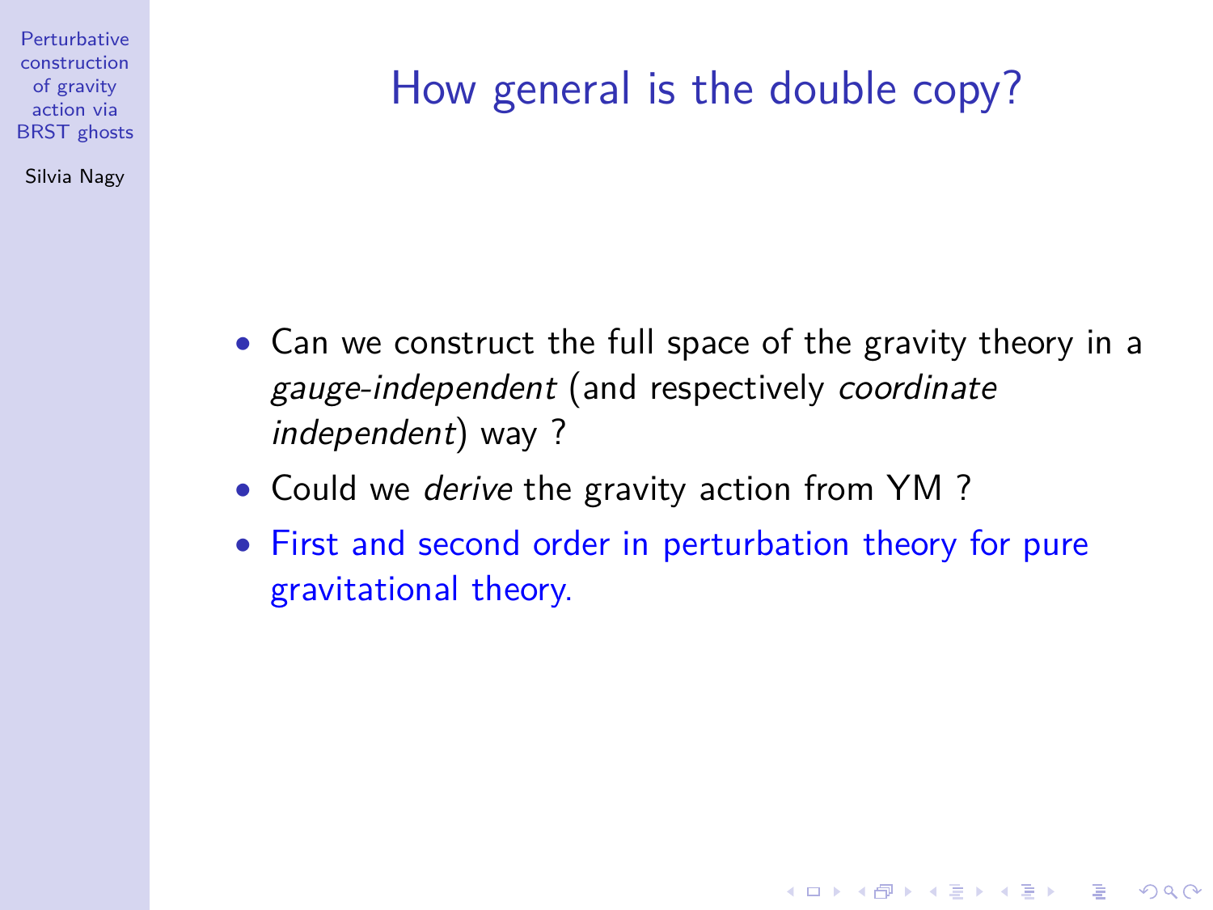# How general is the double copy?

- Can we construct the full space of the gravity theory in a *gauge-independent* (and respectively *coordinate independent*) way ?
- Could we *derive* the gravity action from YM ?
- First and second order in perturbation theory for pure gravitational theory.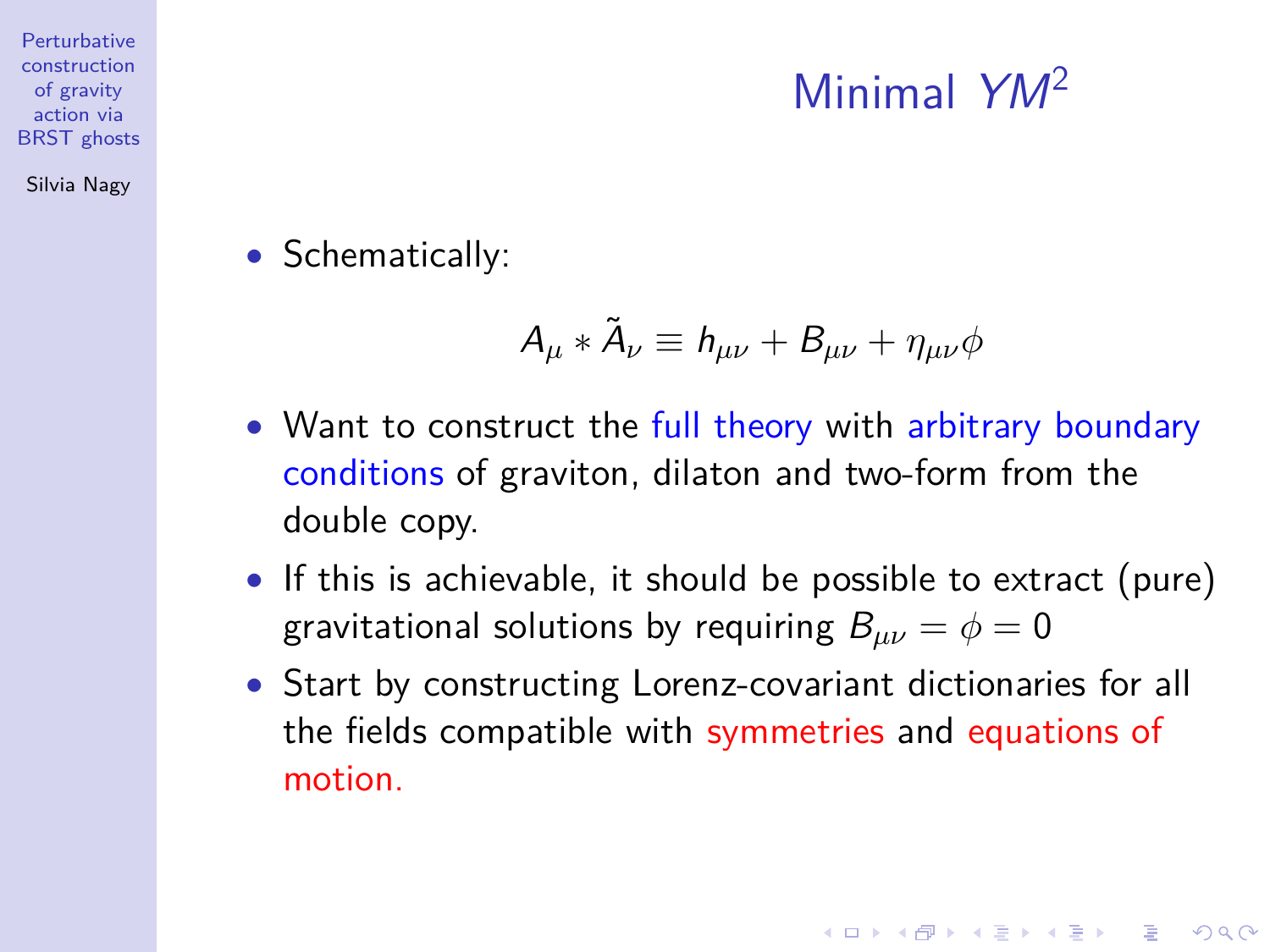# Minimal $YM^2$

- Schematically:

$$A_\mu * \tilde{A}_\nu \equiv h_{\mu\nu} + B_{\mu\nu} + \eta_{\mu\nu}\phi$$

- Want to construct the full theory with arbitrary boundary conditions of graviton, dilaton and two-form from the double copy.
- If this is achievable, it should be possible to extract (pure) gravitational solutions by requiring $B_{\mu\nu} = \phi = 0$
- Start by constructing Lorenz-covariant dictionaries for all the fields compatible with symmetries and equations of motion.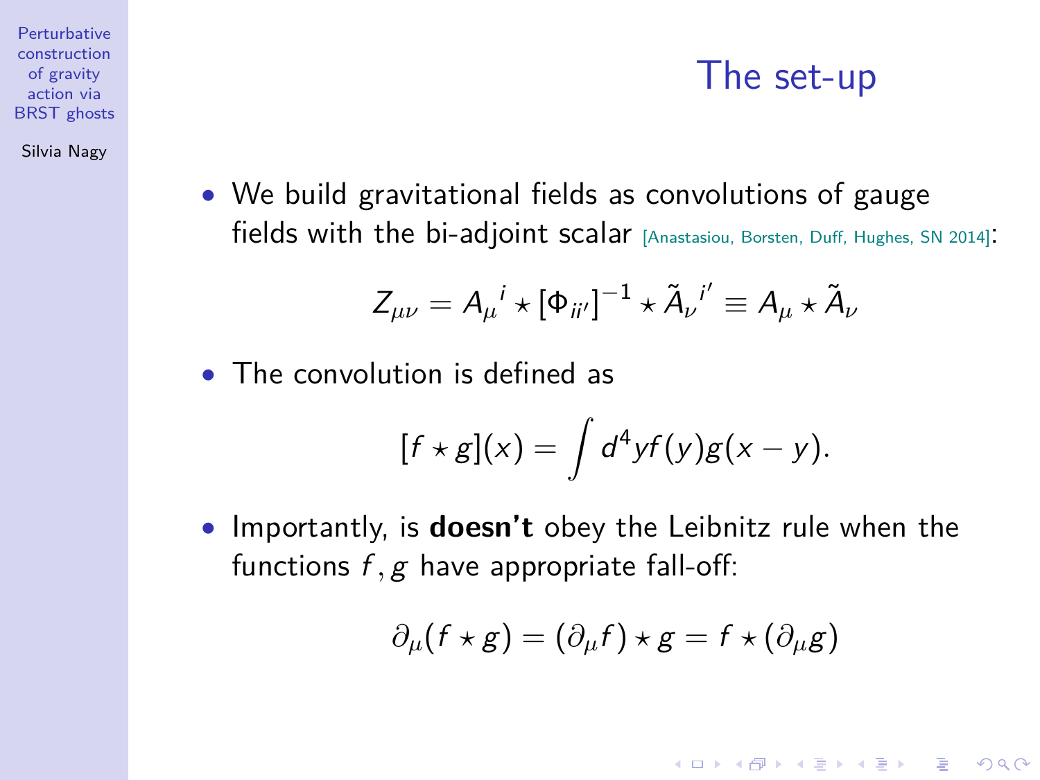# The set-up

- We build gravitational fields as convolutions of gauge fields with the bi-adjoint scalar [Anastasiou, Borsten, Duff, Hughes, SN 2014]:

$$Z_{\mu\nu} = A_\mu{}^i \star [\Phi_{ii'}]^{-1} \star \tilde{A}_\nu{}^{i'} \equiv A_\mu \star \tilde{A}_\nu$$

- The convolution is defined as

$$[f \star g](x) = \int d^4y f(y) g(x-y).$$

- Importantly, is **doesn't** obey the Leibnitz rule when the functions $f, g$ have appropriate fall-off:

$$\partial_\mu(f \star g) = (\partial_\mu f) \star g = f \star (\partial_\mu g)$$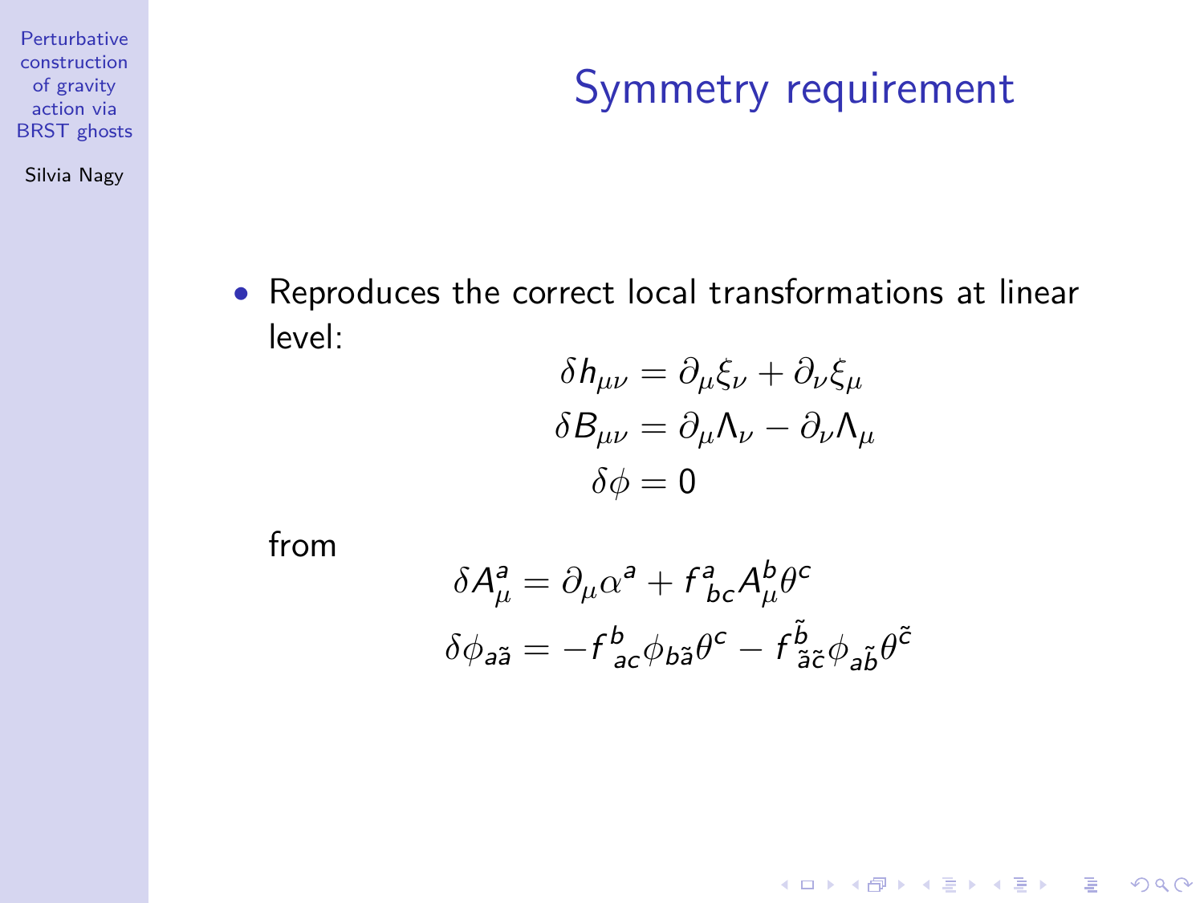# Symmetry requirement

- Reproduces the correct local transformations at linear level:

$$\delta h_{\mu\nu} = \partial_\mu \xi_\nu + \partial_\nu \xi_\mu$$
$$\delta B_{\mu\nu} = \partial_\mu \Lambda_\nu - \partial_\nu \Lambda_\mu$$
$$\delta \phi = 0$$

from

$$\delta A^a_\mu = \partial_\mu \alpha^a + f^a_{\ bc} A^b_\mu \theta^c$$
$$\delta \phi_{a\tilde{a}} = -f^{\ b}_{ac} \phi_{b\tilde{a}} \theta^c - f^{\tilde{b}}_{\tilde{a}\tilde{c}} \phi_{a\tilde{b}} \theta^{\tilde{c}}$$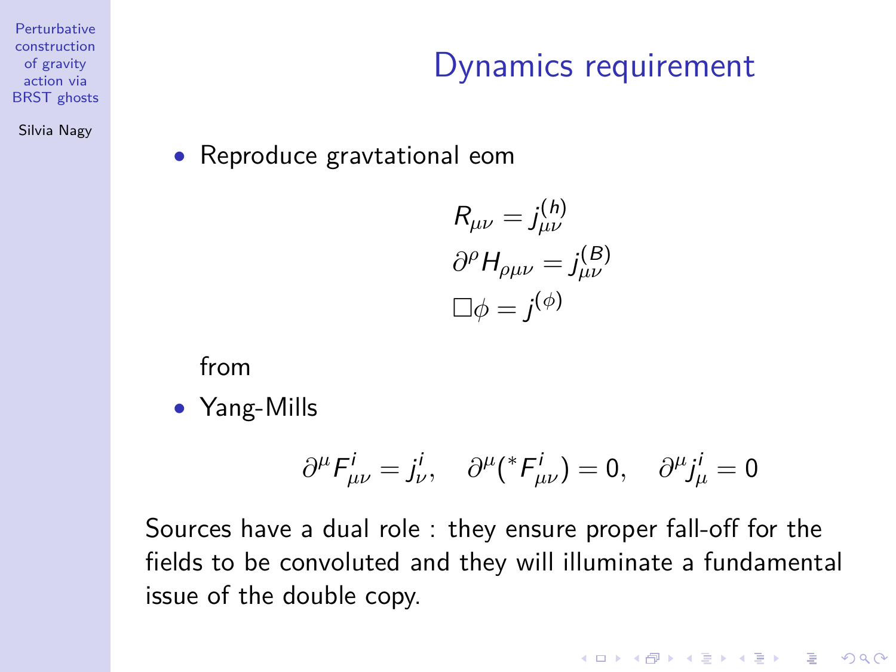# Dynamics requirement

- Reproduce gravtational eom

$$
\begin{aligned}
R_{\mu\nu} &= j^{(h)}_{\mu\nu} \\
\partial^\rho H_{\rho\mu\nu} &= j^{(B)}_{\mu\nu} \\
\Box\phi &= j^{(\phi)}
\end{aligned}
$$

from

- Yang-Mills

$$
\partial^\mu F^i_{\mu\nu} = j^i_\nu, \quad \partial^\mu({}^*F^i_{\mu\nu}) = 0, \quad \partial^\mu j^i_\mu = 0
$$

Sources have a dual role : they ensure proper fall-off for the fields to be convoluted and they will illuminate a fundamental issue of the double copy.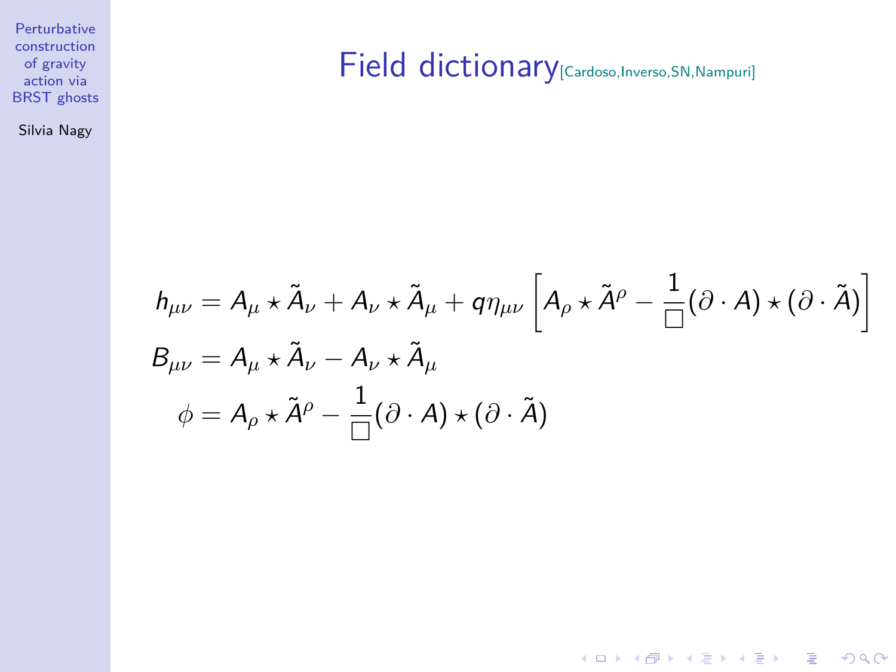# Field dictionary[Cardoso,Inverso,SN,Nampuri]

$$
\begin{aligned}
h_{\mu\nu} &= A_\mu \star \tilde{A}_\nu + A_\nu \star \tilde{A}_\mu + q\eta_{\mu\nu}\left[A_\rho \star \tilde{A}^\rho - \frac{1}{\Box}(\partial \cdot A) \star (\partial \cdot \tilde{A})\right] \\
B_{\mu\nu} &= A_\mu \star \tilde{A}_\nu - A_\nu \star \tilde{A}_\mu \\
\phi &= A_\rho \star \tilde{A}^\rho - \frac{1}{\Box}(\partial \cdot A) \star (\partial \cdot \tilde{A})
\end{aligned}
$$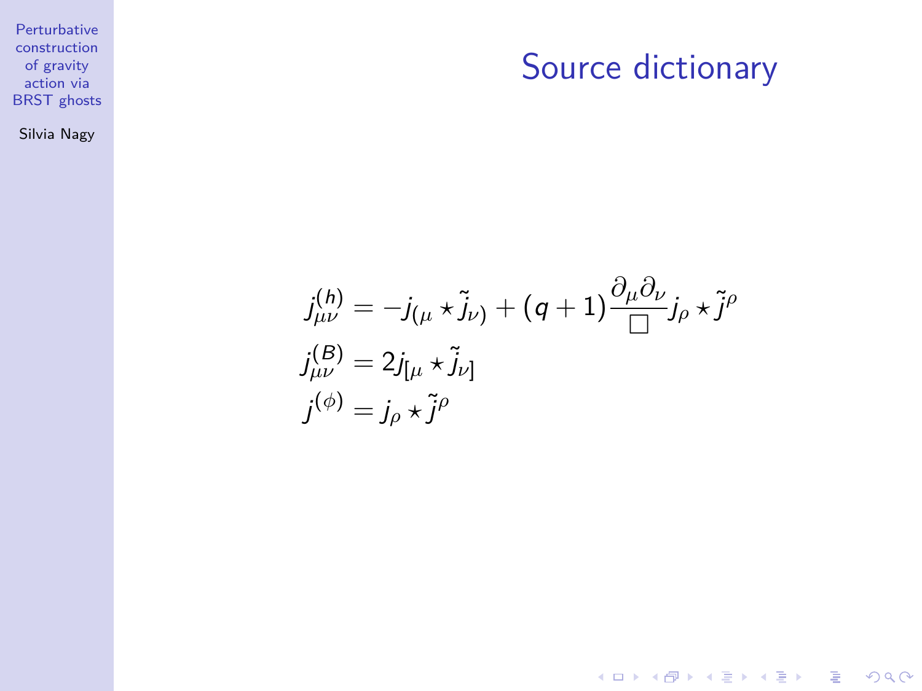# Source dictionary

$$
j^{(h)}_{\mu\nu} = -j_{(\mu} \star \tilde{j}_{\nu)} + (q+1)\frac{\partial_\mu \partial_\nu}{\Box} j_\rho \star \tilde{j}^\rho
$$

$$
j^{(B)}_{\mu\nu} = 2 j_{[\mu} \star \tilde{j}_{\nu]}
$$

$$
j^{(\phi)} = j_\rho \star \tilde{j}^\rho
$$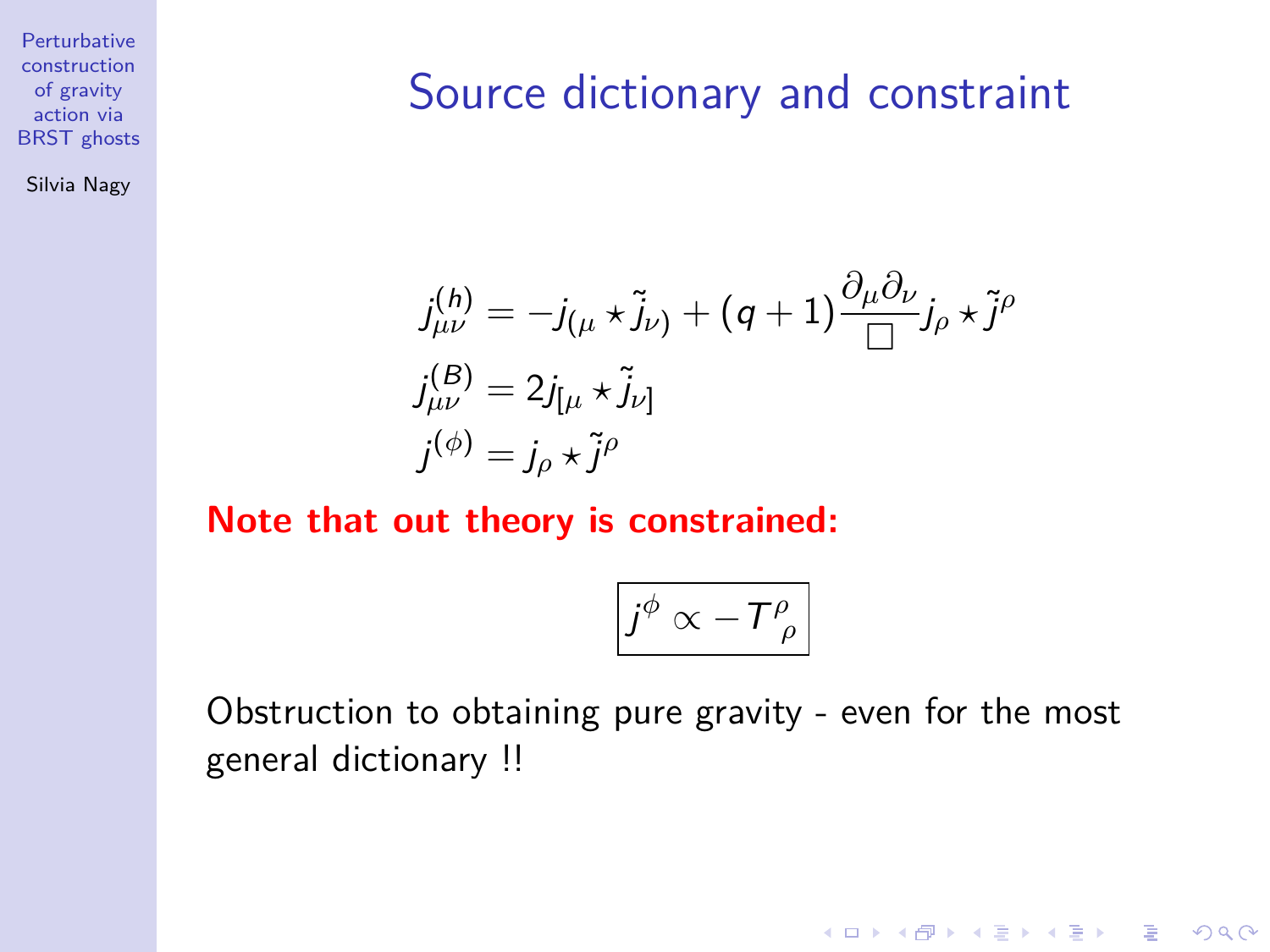## Source dictionary and constraint

$$
\begin{aligned}
j^{(h)}_{\mu\nu} &= -j_{(\mu} \star \tilde{j}_{\nu)} + (q+1)\frac{\partial_\mu \partial_\nu}{\Box} j_\rho \star \tilde{j}^\rho \\
j^{(B)}_{\mu\nu} &= 2 j_{[\mu} \star \tilde{j}_{\nu]} \\
j^{(\phi)} &= j_\rho \star \tilde{j}^\rho
\end{aligned}
$$

**Note that out theory is constrained:**

$$
\boxed{j^{\phi} \propto -T^{\rho}_{\ \rho}}
$$

Obstruction to obtaining pure gravity - even for the most general dictionary !!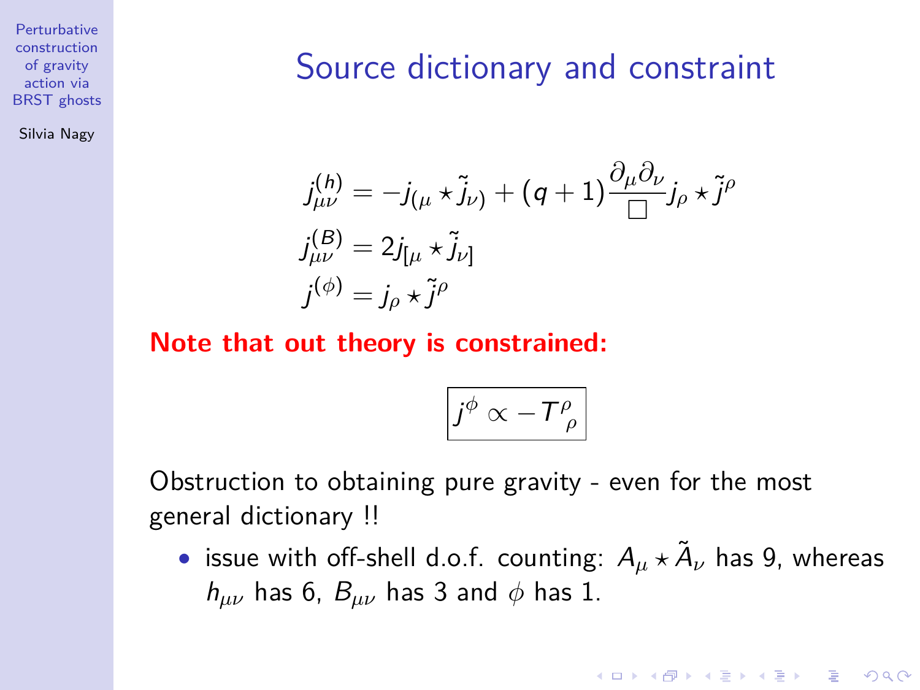# Source dictionary and constraint

$$
\begin{aligned}
j^{(h)}_{\mu\nu} &= -j_{(\mu} \star \tilde{j}_{\nu)} + (q+1)\frac{\partial_\mu \partial_\nu}{\Box} j_\rho \star \tilde{j}^\rho \\
j^{(B)}_{\mu\nu} &= 2 j_{[\mu} \star \tilde{j}_{\nu]} \\
j^{(\phi)} &= j_\rho \star \tilde{j}^\rho
\end{aligned}
$$

**Note that out theory is constrained:**

$$
\boxed{j^{\phi} \propto -T^{\rho}_{\ \rho}}
$$

Obstruction to obtaining pure gravity - even for the most general dictionary !!

- issue with off-shell d.o.f. counting: $A_\mu \star \tilde{A}_\nu$ has 9, whereas $h_{\mu\nu}$ has 6, $B_{\mu\nu}$ has 3 and $\phi$ has 1.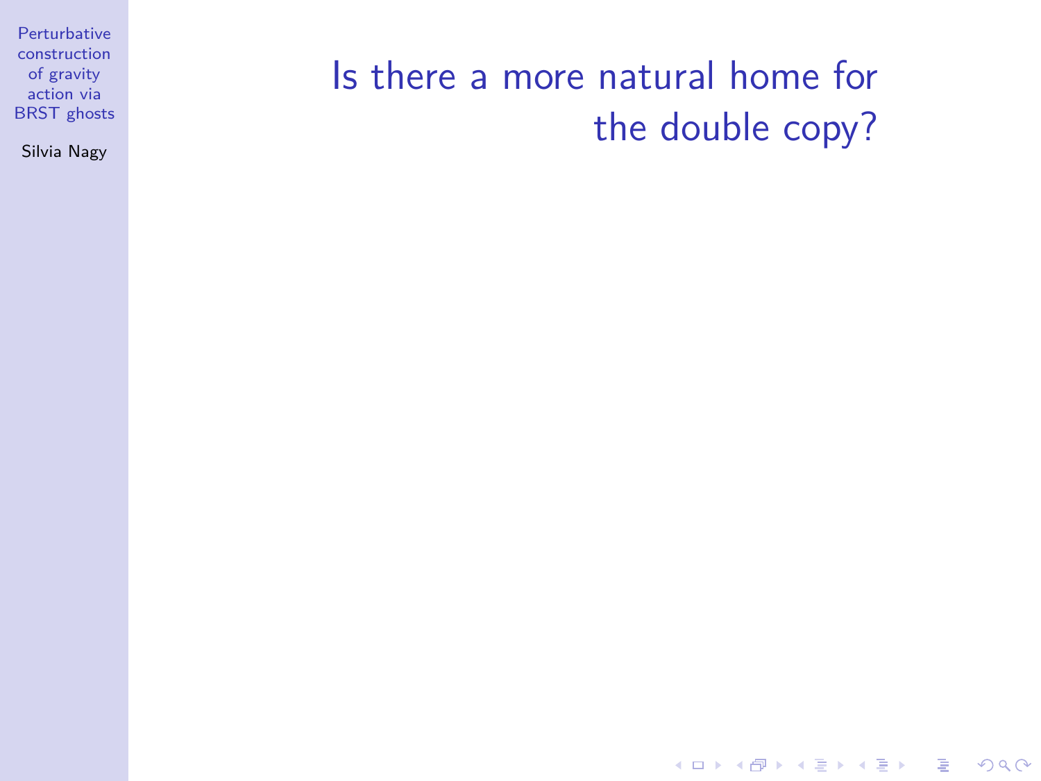# Is there a more natural home for the double copy?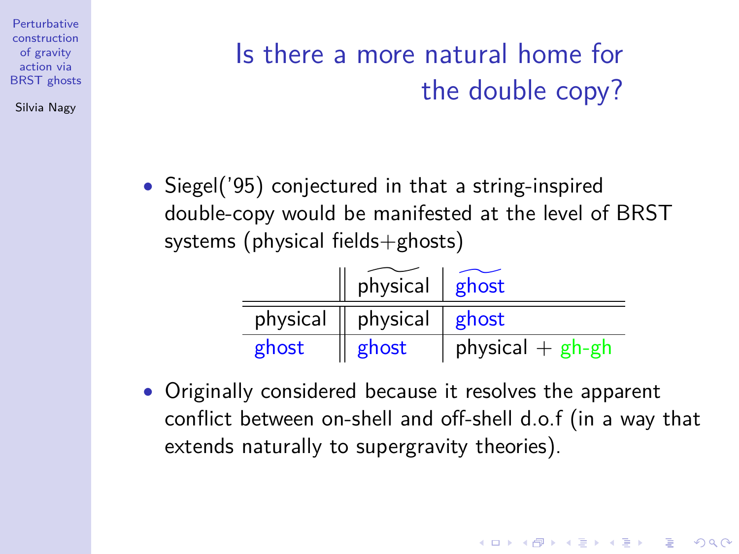# Is there a more natural home for the double copy?

- Siegel('95) conjectured in that a string-inspired double-copy would be manifested at the level of BRST systems (physical fields+ghosts)

| | $\widetilde{\text{physical}}$ | $\widetilde{\text{ghost}}$ |
|---|---|---|
| physical | physical | ghost |
| ghost | ghost | physical + gh-gh |

- Originally considered because it resolves the apparent conflict between on-shell and off-shell d.o.f (in a way that extends naturally to supergravity theories).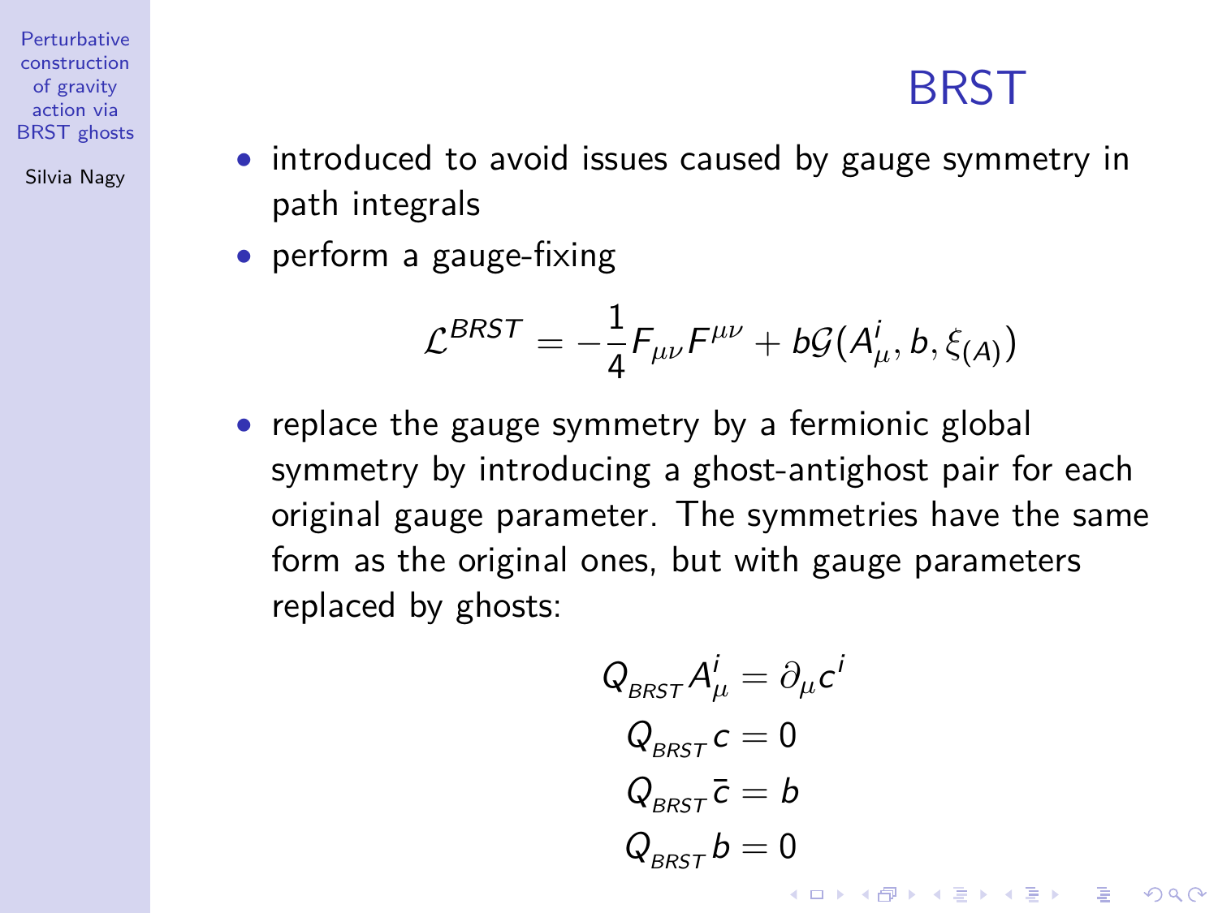# BRST

- introduced to avoid issues caused by gauge symmetry in path integrals
- perform a gauge-fixing

$$\mathcal{L}^{BRST} = -\frac{1}{4}F_{\mu\nu}F^{\mu\nu} + b\mathcal{G}(A^i_\mu, b, \xi_{(A)})$$

- replace the gauge symmetry by a fermionic global symmetry by introducing a ghost-antighost pair for each original gauge parameter. The symmetries have the same form as the original ones, but with gauge parameters replaced by ghosts:

$$Q_{_{BRST}} A^i_\mu = \partial_\mu c^i$$

$$Q_{_{BRST}} c = 0$$

$$Q_{_{BRST}} \bar{c} = b$$

$$Q_{_{BRST}} b = 0$$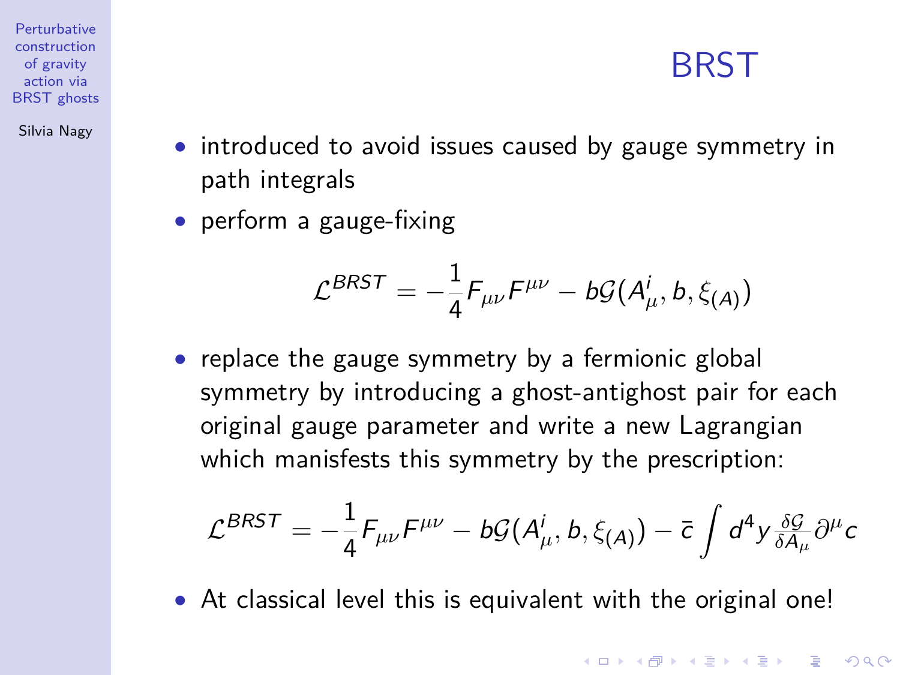# BRST

- introduced to avoid issues caused by gauge symmetry in path integrals
- perform a gauge-fixing

$$\mathcal{L}^{BRST} = -\frac{1}{4}F_{\mu\nu}F^{\mu\nu} - b\mathcal{G}(A^i_\mu, b, \xi_{(A)})$$

- replace the gauge symmetry by a fermionic global symmetry by introducing a ghost-antighost pair for each original gauge parameter and write a new Lagrangian which manisfests this symmetry by the prescription:

$$\mathcal{L}^{BRST} = -\frac{1}{4}F_{\mu\nu}F^{\mu\nu} - b\mathcal{G}(A^i_\mu, b, \xi_{(A)}) - \bar{c}\int d^4y \frac{\delta\mathcal{G}}{\delta A_\mu}\partial^\mu c$$

- At classical level this is equivalent with the original one!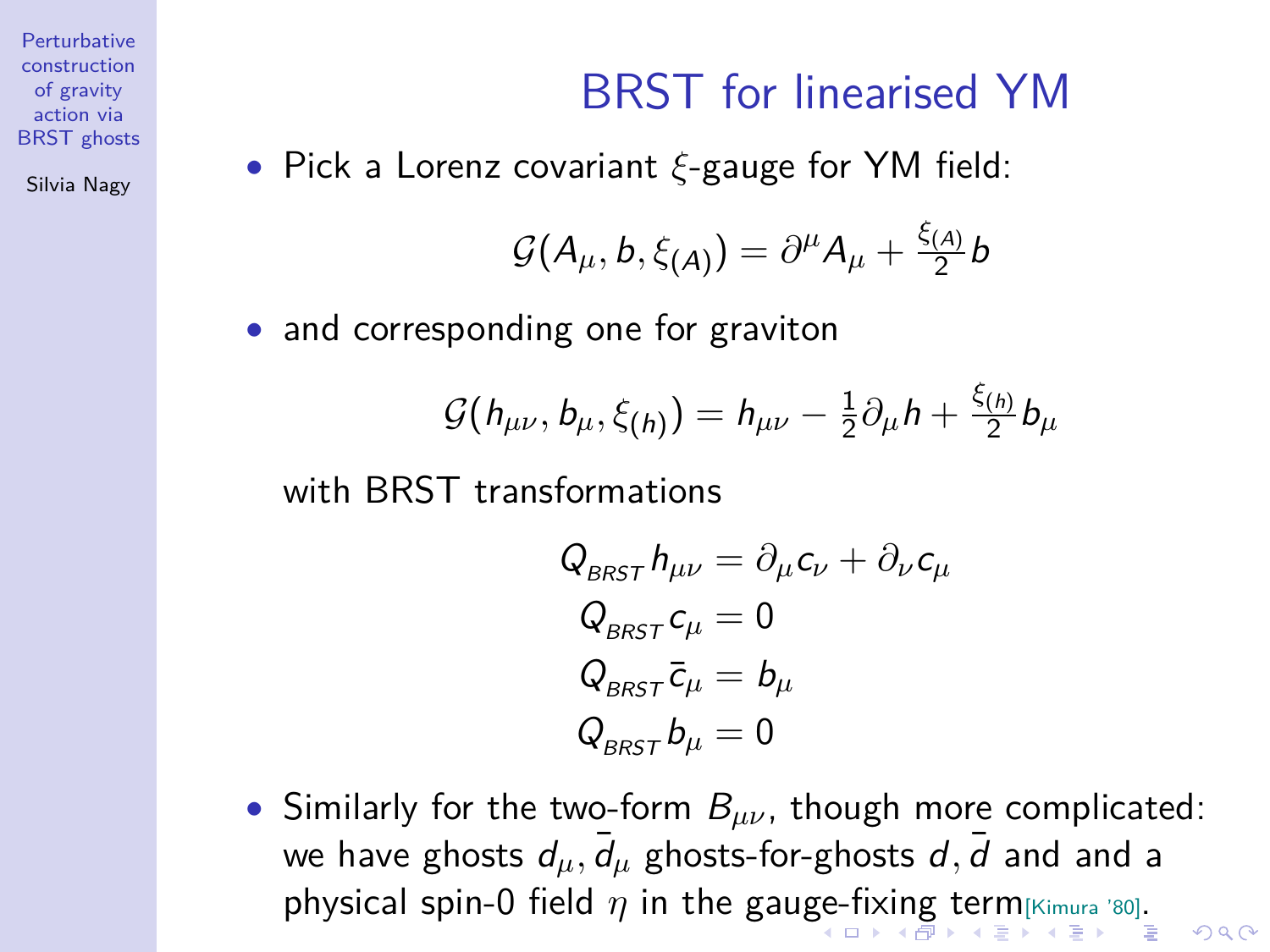# BRST for linearised YM

- Pick a Lorenz covariant $\xi$-gauge for YM field:

$$\mathcal{G}(A_\mu, b, \xi_{(A)}) = \partial^\mu A_\mu + \frac{\xi_{(A)}}{2} b$$

- and corresponding one for graviton

$$\mathcal{G}(h_{\mu\nu}, b_\mu, \xi_{(h)}) = h_{\mu\nu} - \frac{1}{2}\partial_\mu h + \frac{\xi_{(h)}}{2} b_\mu$$

  with BRST transformations

$$\begin{aligned}
Q_{BRST}\, h_{\mu\nu} &= \partial_\mu c_\nu + \partial_\nu c_\mu \\
Q_{BRST}\, c_\mu &= 0 \\
Q_{BRST}\, \bar{c}_\mu &= b_\mu \\
Q_{BRST}\, b_\mu &= 0
\end{aligned}$$

- Similarly for the two-form $B_{\mu\nu}$, though more complicated: we have ghosts $d_\mu, \bar{d}_\mu$ ghosts-for-ghosts $d, \bar{d}$ and and a physical spin-0 field $\eta$ in the gauge-fixing term[Kimura '80].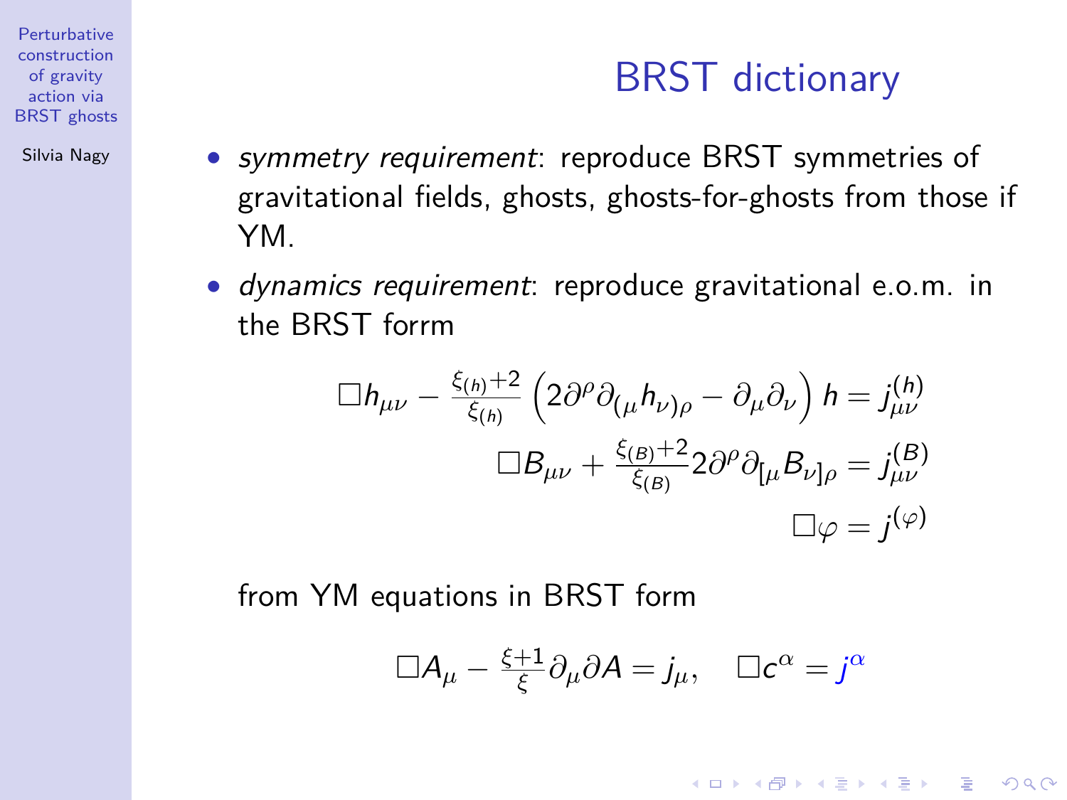# BRST dictionary

- *symmetry requirement*: reproduce BRST symmetries of gravitational fields, ghosts, ghosts-for-ghosts from those if YM.
- *dynamics requirement*: reproduce gravitational e.o.m. in the BRST forrm

$$
\begin{aligned}
\Box h_{\mu\nu} - \tfrac{\xi_{(h)}+2}{\xi_{(h)}}\left(2\partial^\rho \partial_{(\mu} h_{\nu)\rho} - \partial_\mu \partial_\nu\right) h = j^{(h)}_{\mu\nu} \\
\Box B_{\mu\nu} + \tfrac{\xi_{(B)}+2}{\xi_{(B)}} 2\partial^\rho \partial_{[\mu} B_{\nu]\rho} = j^{(B)}_{\mu\nu} \\
\Box \varphi = j^{(\varphi)}
\end{aligned}
$$

from YM equations in BRST form

$$
\Box A_\mu - \tfrac{\xi+1}{\xi} \partial_\mu \partial A = j_\mu, \quad \Box c^\alpha = j^\alpha
$$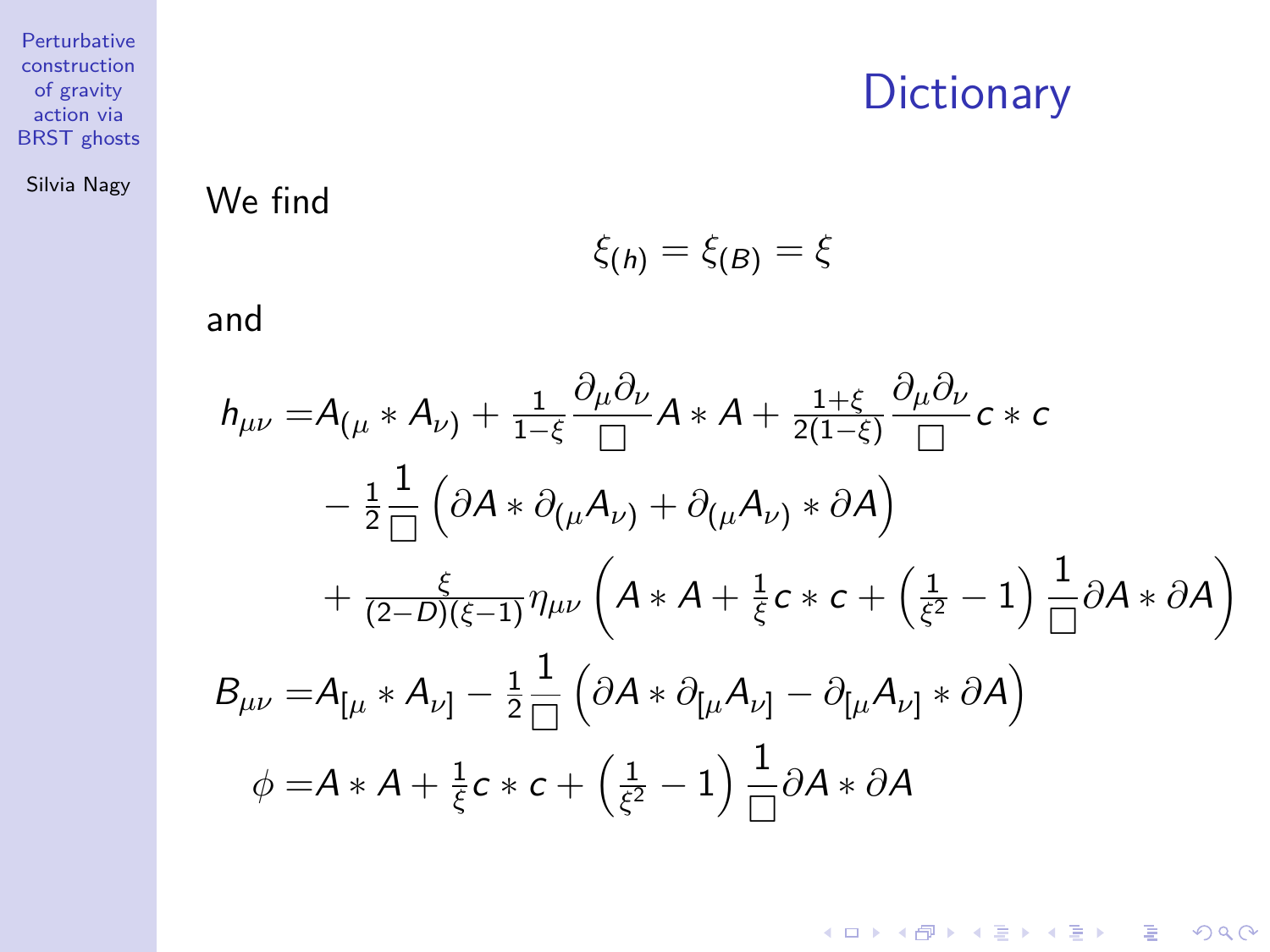# Dictionary

We find

$$\xi_{(h)} = \xi_{(B)} = \xi$$

and

$$
\begin{aligned}
h_{\mu\nu} =& A_{(\mu} * A_{\nu)} + \tfrac{1}{1-\xi}\frac{\partial_\mu \partial_\nu}{\Box} A * A + \tfrac{1+\xi}{2(1-\xi)}\frac{\partial_\mu \partial_\nu}{\Box} c * c \\
& - \tfrac{1}{2}\frac{1}{\Box}\left(\partial A * \partial_{(\mu} A_{\nu)} + \partial_{(\mu} A_{\nu)} * \partial A\right) \\
& + \tfrac{\xi}{(2-D)(\xi-1)}\eta_{\mu\nu}\left(A * A + \tfrac{1}{\xi} c * c + \left(\tfrac{1}{\xi^2} - 1\right)\frac{1}{\Box}\partial A * \partial A\right) \\
B_{\mu\nu} =& A_{[\mu} * A_{\nu]} - \tfrac{1}{2}\frac{1}{\Box}\left(\partial A * \partial_{[\mu} A_{\nu]} - \partial_{[\mu} A_{\nu]} * \partial A\right) \\
\phi =& A * A + \tfrac{1}{\xi} c * c + \left(\tfrac{1}{\xi^2} - 1\right)\frac{1}{\Box}\partial A * \partial A
\end{aligned}
$$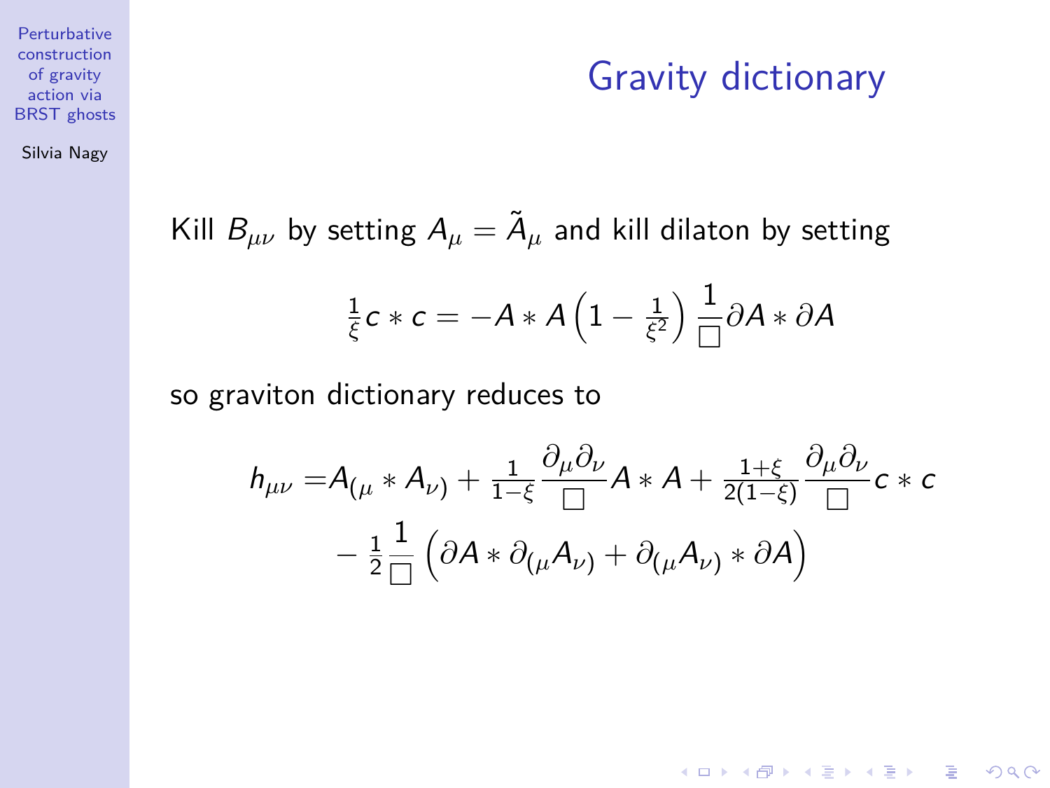## Gravity dictionary

Kill $B_{\mu\nu}$ by setting $A_\mu = \tilde{A}_\mu$ and kill dilaton by setting

$$\tfrac{1}{\xi} c * c = -A * A \left(1 - \tfrac{1}{\xi^2}\right) \frac{1}{\Box} \partial A * \partial A$$

so graviton dictionary reduces to

$$\begin{aligned} h_{\mu\nu} =& A_{(\mu} * A_{\nu)} + \tfrac{1}{1-\xi} \frac{\partial_\mu \partial_\nu}{\Box} A * A + \tfrac{1+\xi}{2(1-\xi)} \frac{\partial_\mu \partial_\nu}{\Box} c * c \\ & - \tfrac{1}{2} \frac{1}{\Box} \left( \partial A * \partial_{(\mu} A_{\nu)} + \partial_{(\mu} A_{\nu)} * \partial A \right) \end{aligned}$$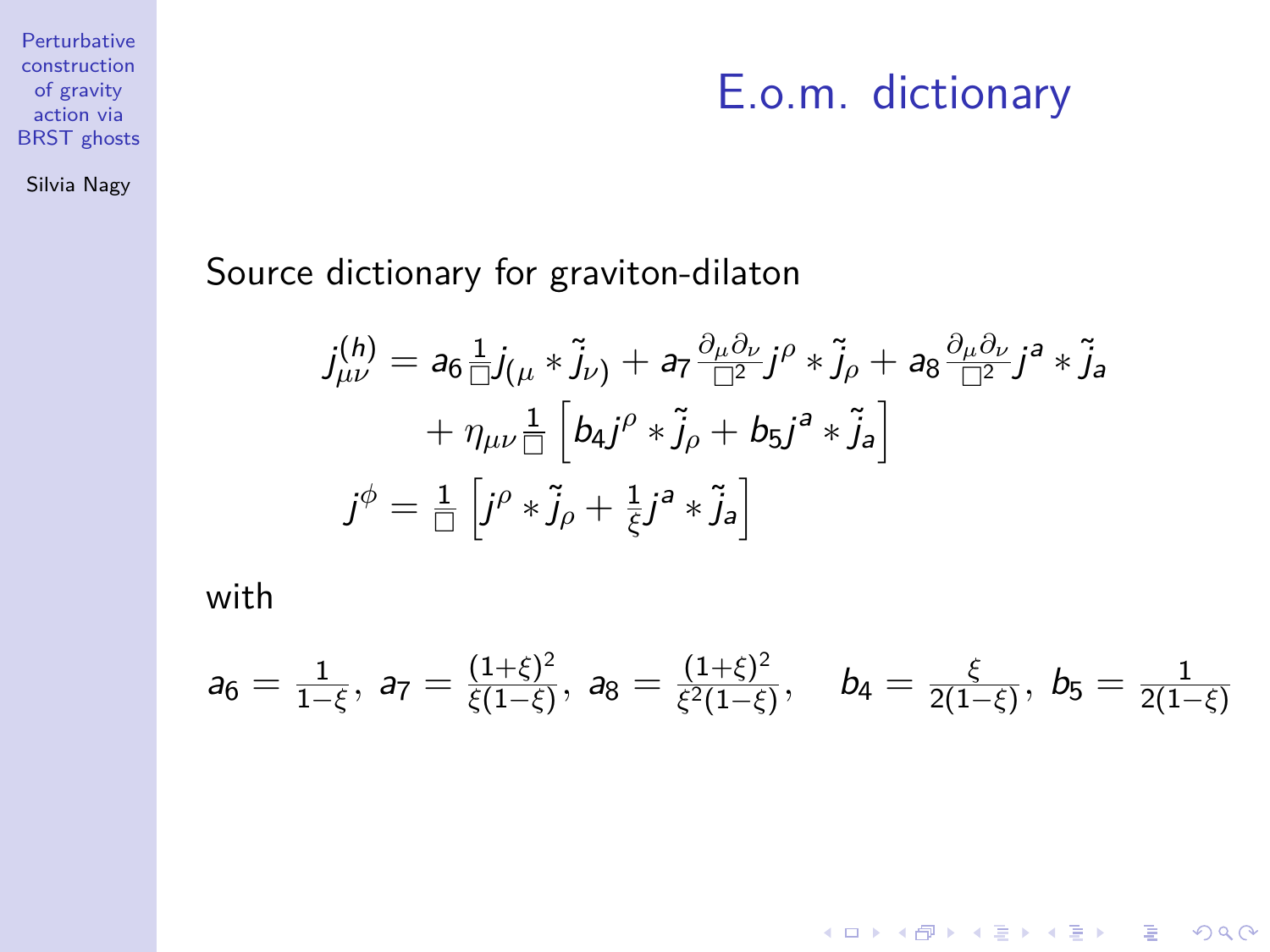# E.o.m. dictionary

Source dictionary for graviton-dilaton

$$
\begin{aligned}
j^{(h)}_{\mu\nu} &= a_6 \tfrac{1}{\Box} j_{(\mu} * \tilde{j}_{\nu)} + a_7 \tfrac{\partial_\mu \partial_\nu}{\Box^2} j^\rho * \tilde{j}_\rho + a_8 \tfrac{\partial_\mu \partial_\nu}{\Box^2} j^a * \tilde{j}_a \\
&\quad + \eta_{\mu\nu} \tfrac{1}{\Box} \left[ b_4 j^\rho * \tilde{j}_\rho + b_5 j^a * \tilde{j}_a \right] \\
j^\phi &= \tfrac{1}{\Box} \left[ j^\rho * \tilde{j}_\rho + \tfrac{1}{\xi} j^a * \tilde{j}_a \right]
\end{aligned}
$$

with

$$
a_6 = \tfrac{1}{1-\xi},\ a_7 = \tfrac{(1+\xi)^2}{\xi(1-\xi)},\ a_8 = \tfrac{(1+\xi)^2}{\xi^2(1-\xi)}, \quad b_4 = \tfrac{\xi}{2(1-\xi)},\ b_5 = \tfrac{1}{2(1-\xi)}
$$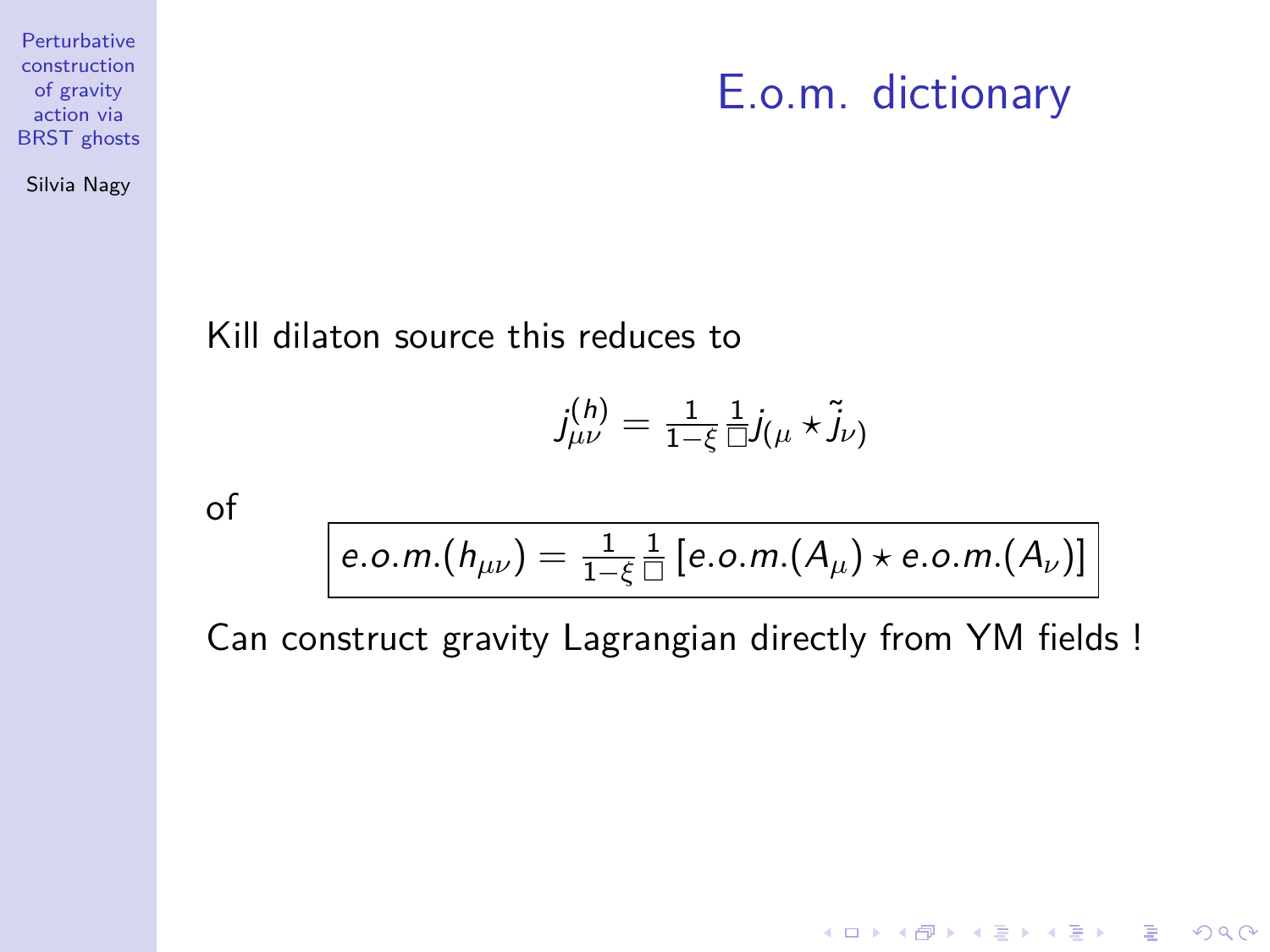# E.o.m. dictionary

Kill dilaton source this reduces to

$$j^{(h)}_{\mu\nu} = \frac{1}{1-\xi}\frac{1}{\Box} j_{(\mu} \star \tilde{j}_{\nu)}$$

of

$$\boxed{e.o.m.(h_{\mu\nu}) = \frac{1}{1-\xi}\frac{1}{\Box}\left[e.o.m.(A_\mu) \star e.o.m.(A_\nu)\right]}$$

Can construct gravity Lagrangian directly from YM fields !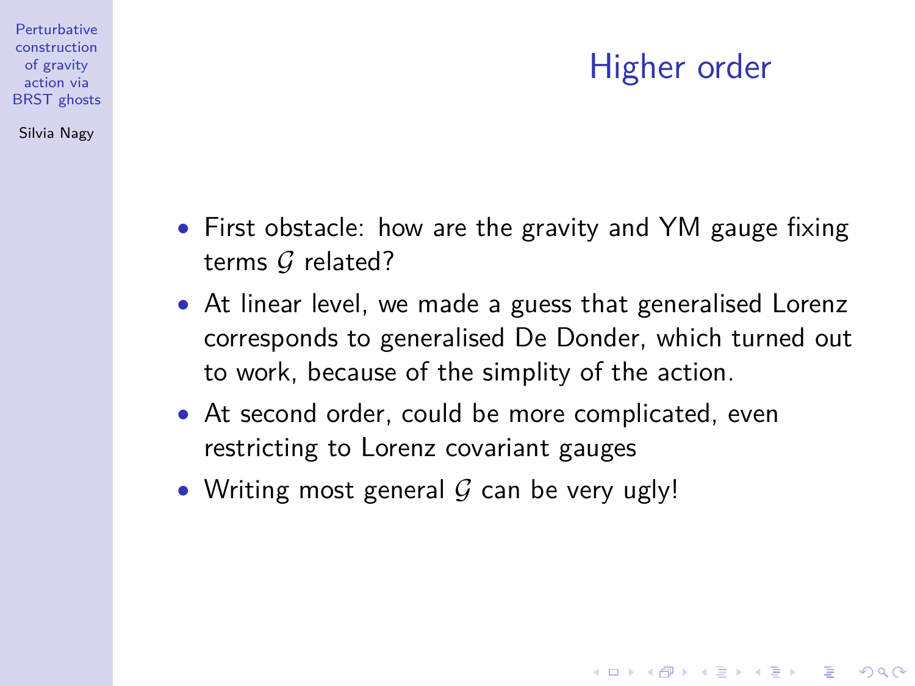# Higher order

- First obstacle: how are the gravity and YM gauge fixing terms $\mathcal{G}$ related?
- At linear level, we made a guess that generalised Lorenz corresponds to generalised De Donder, which turned out to work, because of the simplity of the action.
- At second order, could be more complicated, even restricting to Lorenz covariant gauges
- Writing most general $\mathcal{G}$ can be very ugly!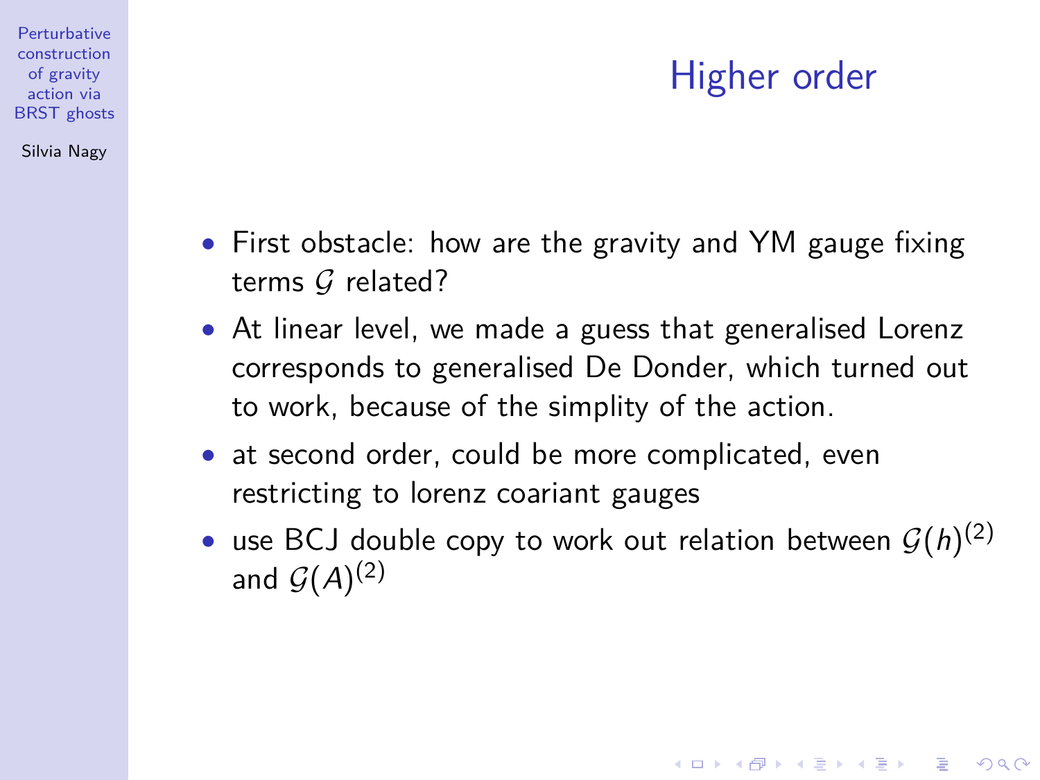# Higher order

- First obstacle: how are the gravity and YM gauge fixing terms $\mathcal{G}$ related?
- At linear level, we made a guess that generalised Lorenz corresponds to generalised De Donder, which turned out to work, because of the simplity of the action.
- at second order, could be more complicated, even restricting to lorenz coariant gauges
- use BCJ double copy to work out relation between $\mathcal{G}(h)^{(2)}$ and $\mathcal{G}(A)^{(2)}$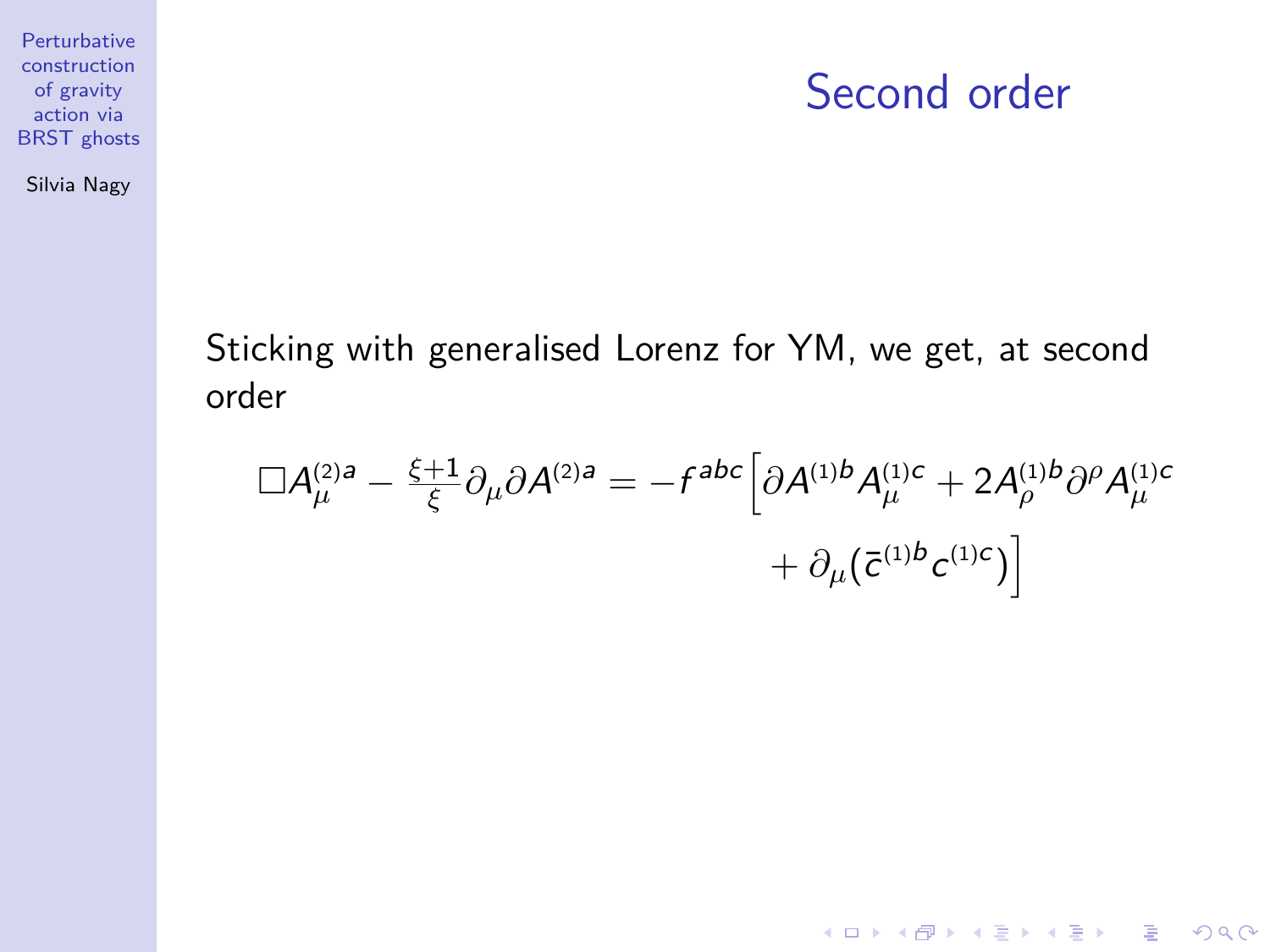# Second order

Sticking with generalised Lorenz for YM, we get, at second order

$$\Box A_\mu^{(2)a} - \tfrac{\xi+1}{\xi}\partial_\mu \partial A^{(2)a} = -f^{abc}\Big[\partial A^{(1)b} A_\mu^{(1)c} + 2A_\rho^{(1)b}\partial^\rho A_\mu^{(1)c} + \partial_\mu(\bar{c}^{(1)b} c^{(1)c})\Big]$$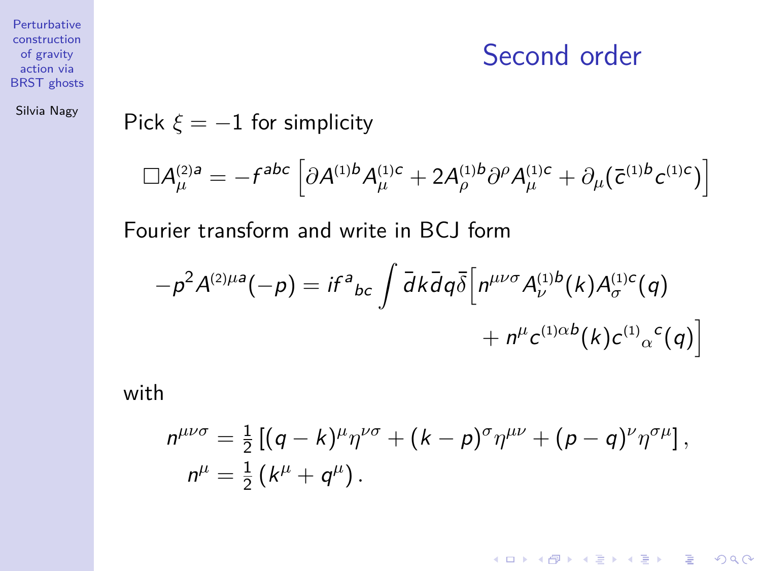# Second order

Pick $\xi = -1$ for simplicity

$$\Box A_\mu^{(2)a} = -f^{abc}\left[\partial A^{(1)b} A_\mu^{(1)c} + 2A_\rho^{(1)b}\partial^\rho A_\mu^{(1)c} + \partial_\mu(\bar{c}^{(1)b}c^{(1)c})\right]$$

Fourier transform and write in BCJ form

$$-p^2 A^{(2)\mu a}(-p) = i f^a{}_{bc}\int \bar{d}k\bar{d}q\bar{\delta}\Big[n^{\mu\nu\sigma}A_\nu^{(1)b}(k)A_\sigma^{(1)c}(q) + n^\mu c^{(1)\alpha b}(k)c^{(1)}{}_\alpha{}^c(q)\Big]$$

with

$$n^{\mu\nu\sigma} = \tfrac{1}{2}\left[(q-k)^\mu\eta^{\nu\sigma} + (k-p)^\sigma\eta^{\mu\nu} + (p-q)^\nu\eta^{\sigma\mu}\right],$$
$$n^\mu = \tfrac{1}{2}\left(k^\mu + q^\mu\right).$$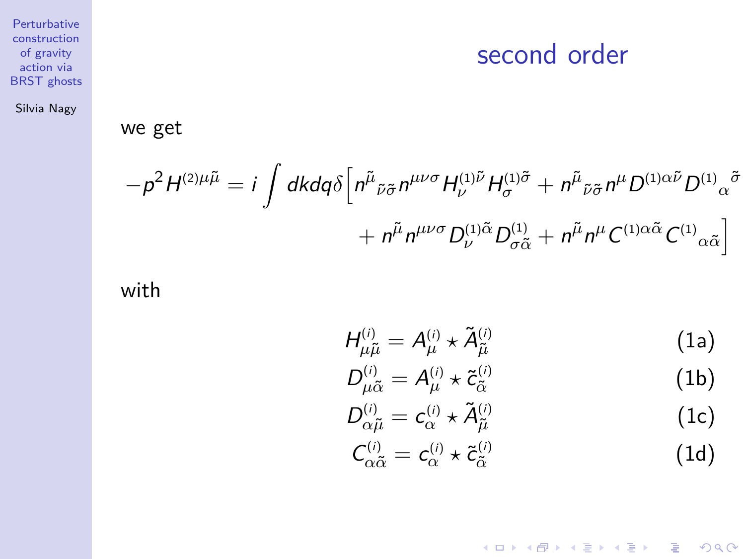# second order

we get

$$-p^2 H^{(2)\mu\tilde{\mu}} = i \int dk dq \delta \Big[ n^{\tilde{\mu}}{}_{\tilde{\nu}\tilde{\sigma}} n^{\mu\nu\sigma} H^{(1)\tilde{\nu}}_{\nu} H^{(1)\tilde{\sigma}}_{\sigma} + n^{\tilde{\mu}}{}_{\tilde{\nu}\tilde{\sigma}} n^{\mu} D^{(1)\alpha\tilde{\nu}} D^{(1)}{}_{\alpha}{}^{\tilde{\sigma}}$$

$$+ n^{\tilde{\mu}} n^{\mu\nu\sigma} D^{(1)\tilde{\alpha}}_{\nu} D^{(1)}_{\sigma\tilde{\alpha}} + n^{\tilde{\mu}} n^{\mu} C^{(1)\alpha\tilde{\alpha}} C^{(1)}{}_{\alpha\tilde{\alpha}} \Big]$$

with

$$H^{(i)}_{\mu\tilde{\mu}} = A^{(i)}_{\mu} \star \tilde{A}^{(i)}_{\tilde{\mu}} \tag{1a}$$

$$D^{(i)}_{\mu\tilde{\alpha}} = A^{(i)}_{\mu} \star \tilde{c}^{(i)}_{\tilde{\alpha}} \tag{1b}$$

$$D^{(i)}_{\alpha\tilde{\mu}} = c^{(i)}_{\alpha} \star \tilde{A}^{(i)}_{\tilde{\mu}} \tag{1c}$$

$$C^{(i)}_{\alpha\tilde{\alpha}} = c^{(i)}_{\alpha} \star \tilde{c}^{(i)}_{\tilde{\alpha}} \tag{1d}$$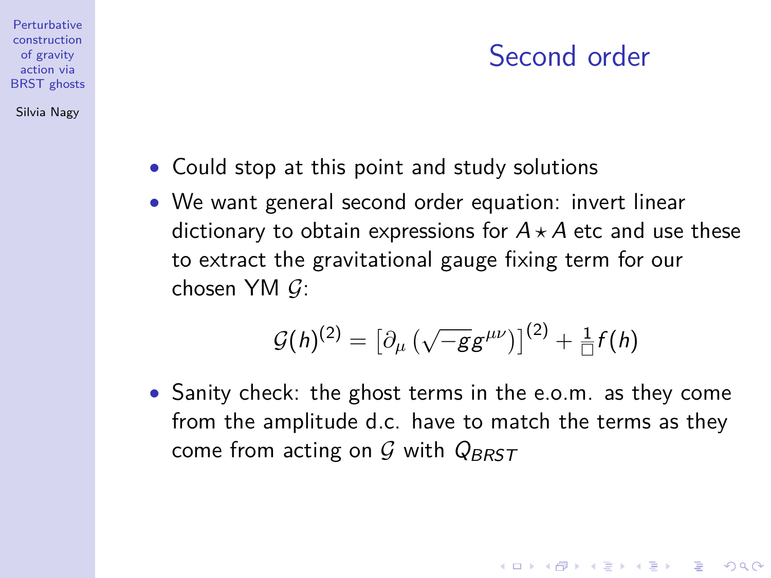## Second order

- Could stop at this point and study solutions
- We want general second order equation: invert linear dictionary to obtain expressions for $A \star A$ etc and use these to extract the gravitational gauge fixing term for our chosen YM $\mathcal{G}$:

$$\mathcal{G}(h)^{(2)} = \left[\partial_\mu \left(\sqrt{-g} g^{\mu\nu}\right)\right]^{(2)} + \frac{1}{\Box} f(h)$$

- Sanity check: the ghost terms in the e.o.m. as they come from the amplitude d.c. have to match the terms as they come from acting on $\mathcal{G}$ with $Q_{BRST}$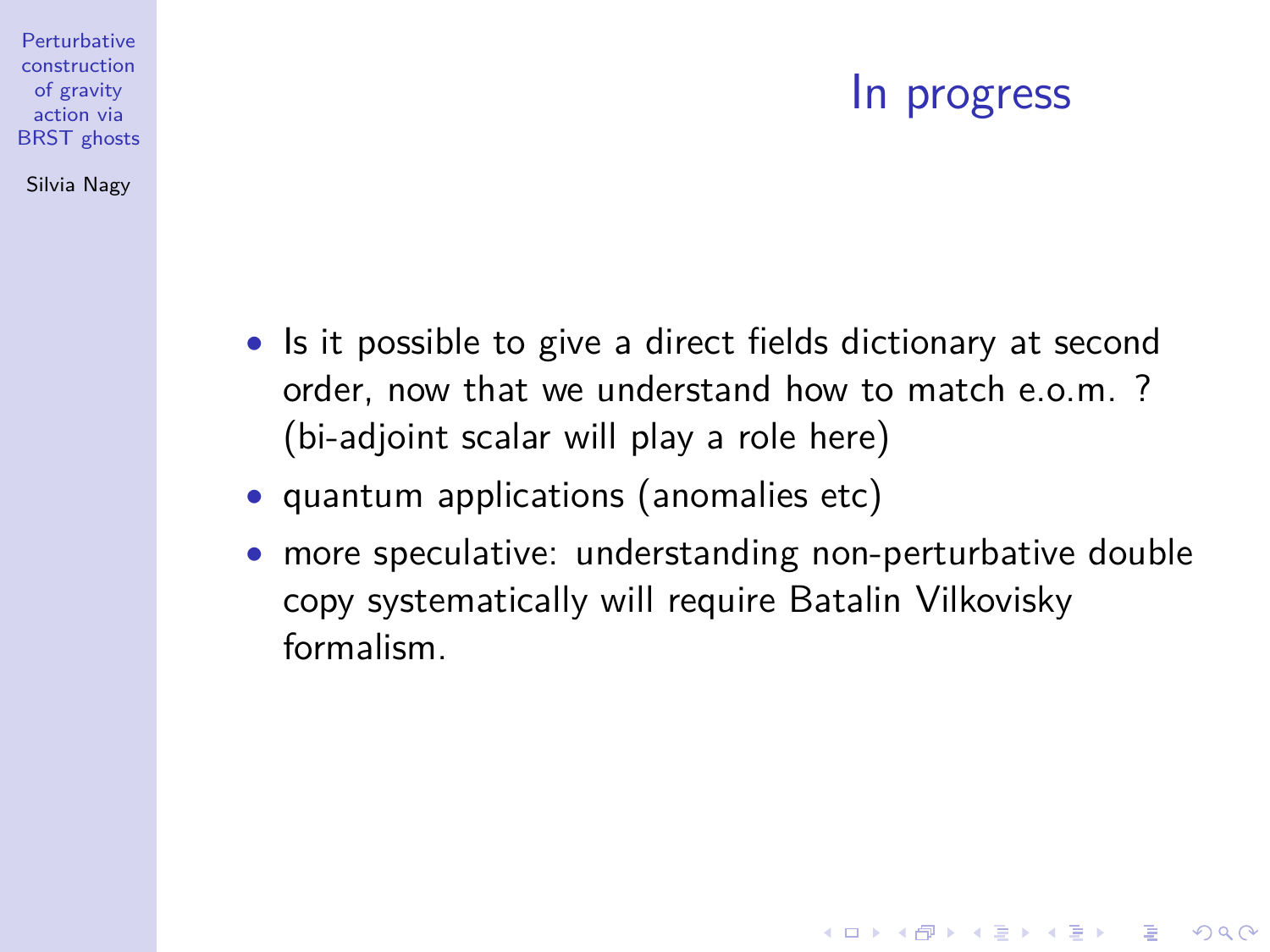# In progress

- Is it possible to give a direct fields dictionary at second order, now that we understand how to match e.o.m. ? (bi-adjoint scalar will play a role here)
- quantum applications (anomalies etc)
- more speculative: understanding non-perturbative double copy systematically will require Batalin Vilkovisky formalism.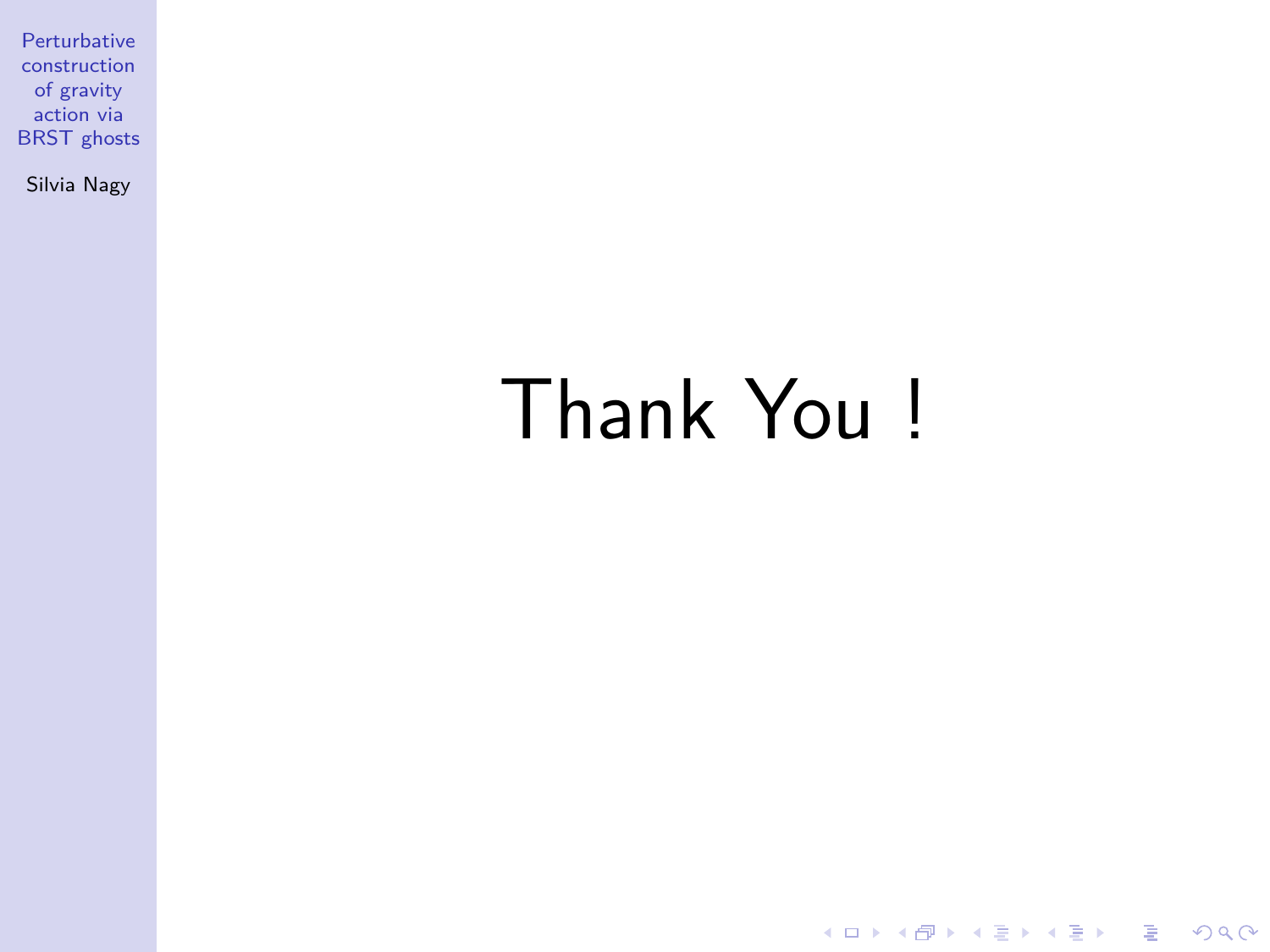# Thank You !